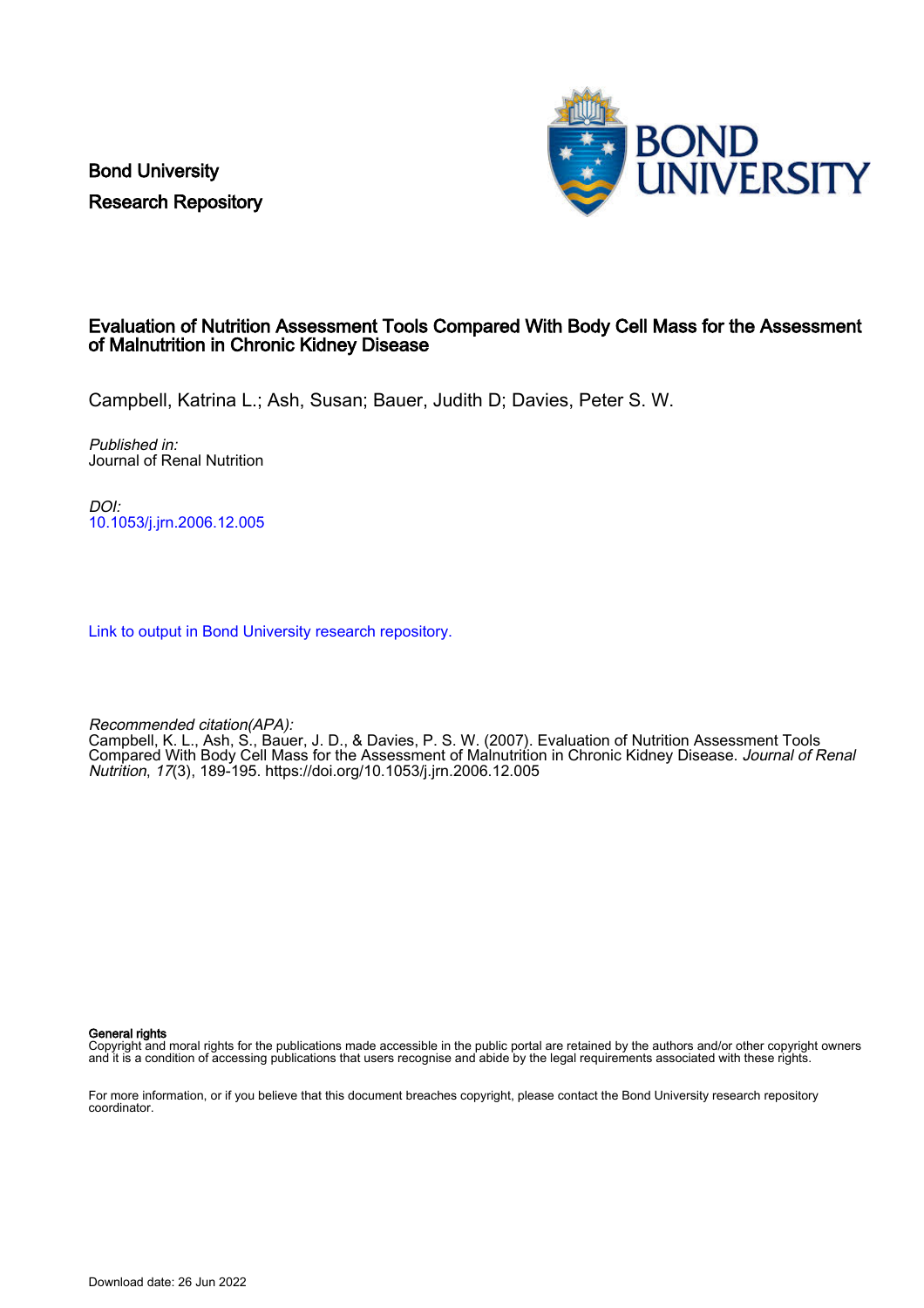Bond University
Research Repository

# Evaluation of Nutrition Assessment Tools Compared With Body Cell Mass for the Assessment of Malnutrition in Chronic Kidney Disease

Campbell, Katrina L.; Ash, Susan; Bauer, Judith D; Davies, Peter S. W.

*Published in:*
Journal of Renal Nutrition

*DOI:*
10.1053/j.jrn.2006.12.005

Link to output in Bond University research repository.

*Recommended citation(APA):*
Campbell, K. L., Ash, S., Bauer, J. D., & Davies, P. S. W. (2007). Evaluation of Nutrition Assessment Tools Compared With Body Cell Mass for the Assessment of Malnutrition in Chronic Kidney Disease. *Journal of Renal Nutrition*, *17*(3), 189-195. https://doi.org/10.1053/j.jrn.2006.12.005

**General rights**
Copyright and moral rights for the publications made accessible in the public portal are retained by the authors and/or other copyright owners and it is a condition of accessing publications that users recognise and abide by the legal requirements associated with these rights.

For more information, or if you believe that this document breaches copyright, please contact the Bond University research repository coordinator.

Download date: 26 Jun 2022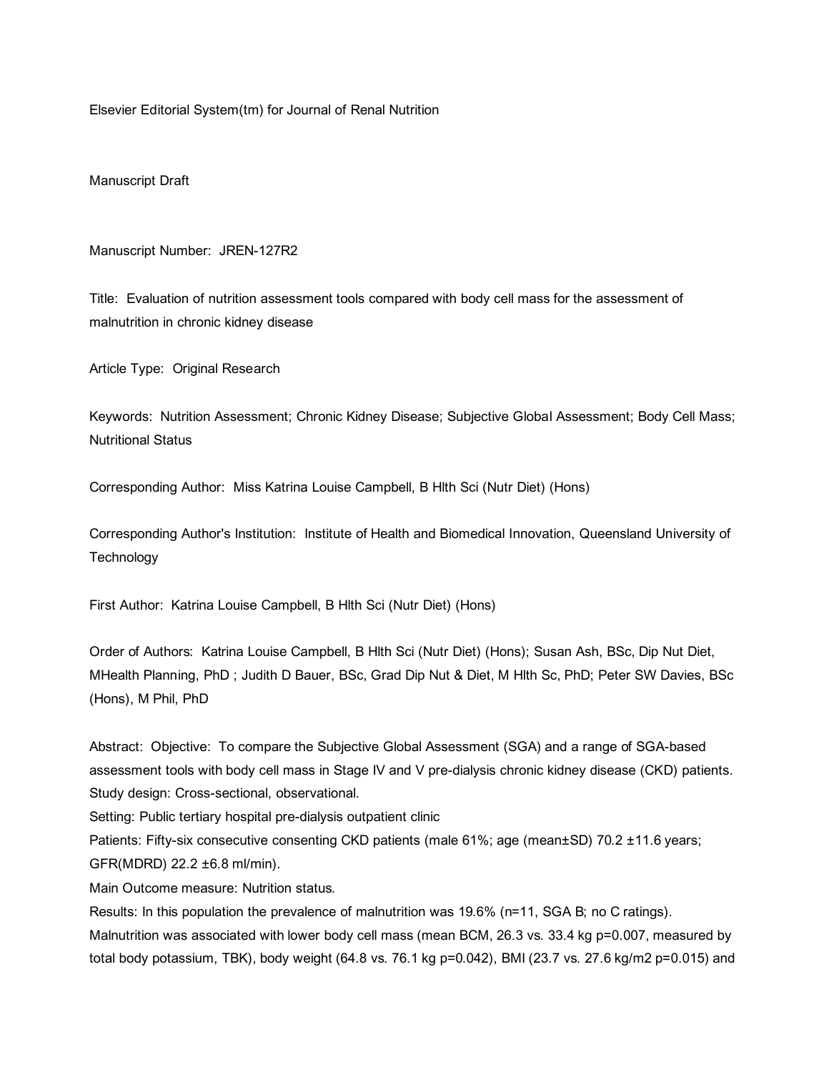Elsevier Editorial System(tm) for Journal of Renal Nutrition

Manuscript Draft

Manuscript Number: JREN-127R2

Title: Evaluation of nutrition assessment tools compared with body cell mass for the assessment of malnutrition in chronic kidney disease

Article Type: Original Research

Keywords: Nutrition Assessment; Chronic Kidney Disease; Subjective Global Assessment; Body Cell Mass; Nutritional Status

Corresponding Author: Miss Katrina Louise Campbell, B Hlth Sci (Nutr Diet) (Hons)

Corresponding Author's Institution: Institute of Health and Biomedical Innovation, Queensland University of Technology

First Author: Katrina Louise Campbell, B Hlth Sci (Nutr Diet) (Hons)

Order of Authors: Katrina Louise Campbell, B Hlth Sci (Nutr Diet) (Hons); Susan Ash, BSc, Dip Nut Diet, MHealth Planning, PhD ; Judith D Bauer, BSc, Grad Dip Nut & Diet, M Hlth Sc, PhD; Peter SW Davies, BSc (Hons), M Phil, PhD

Abstract: Objective: To compare the Subjective Global Assessment (SGA) and a range of SGA-based assessment tools with body cell mass in Stage IV and V pre-dialysis chronic kidney disease (CKD) patients.
Study design: Cross-sectional, observational.
Setting: Public tertiary hospital pre-dialysis outpatient clinic
Patients: Fifty-six consecutive consenting CKD patients (male 61%; age (mean±SD) 70.2 ±11.6 years; GFR(MDRD) 22.2 ±6.8 ml/min).
Main Outcome measure: Nutrition status.
Results: In this population the prevalence of malnutrition was 19.6% (n=11, SGA B; no C ratings). Malnutrition was associated with lower body cell mass (mean BCM, 26.3 vs. 33.4 kg p=0.007, measured by total body potassium, TBK), body weight (64.8 vs. 76.1 kg p=0.042), BMI (23.7 vs. 27.6 kg/m2 p=0.015) and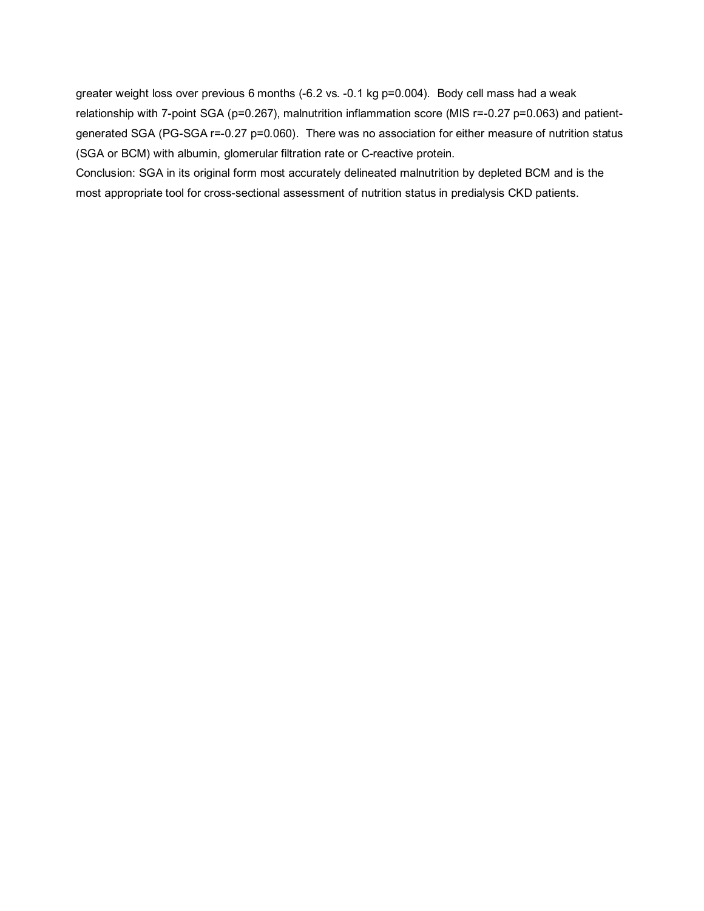greater weight loss over previous 6 months (-6.2 vs. -0.1 kg $p=0.004$). Body cell mass had a weak relationship with 7-point SGA ($p=0.267$), malnutrition inflammation score (MIS $r=-0.27$ $p=0.063$) and patient-generated SGA (PG-SGA $r=-0.27$ $p=0.060$). There was no association for either measure of nutrition status (SGA or BCM) with albumin, glomerular filtration rate or C-reactive protein.

Conclusion: SGA in its original form most accurately delineated malnutrition by depleted BCM and is the most appropriate tool for cross-sectional assessment of nutrition status in predialysis CKD patients.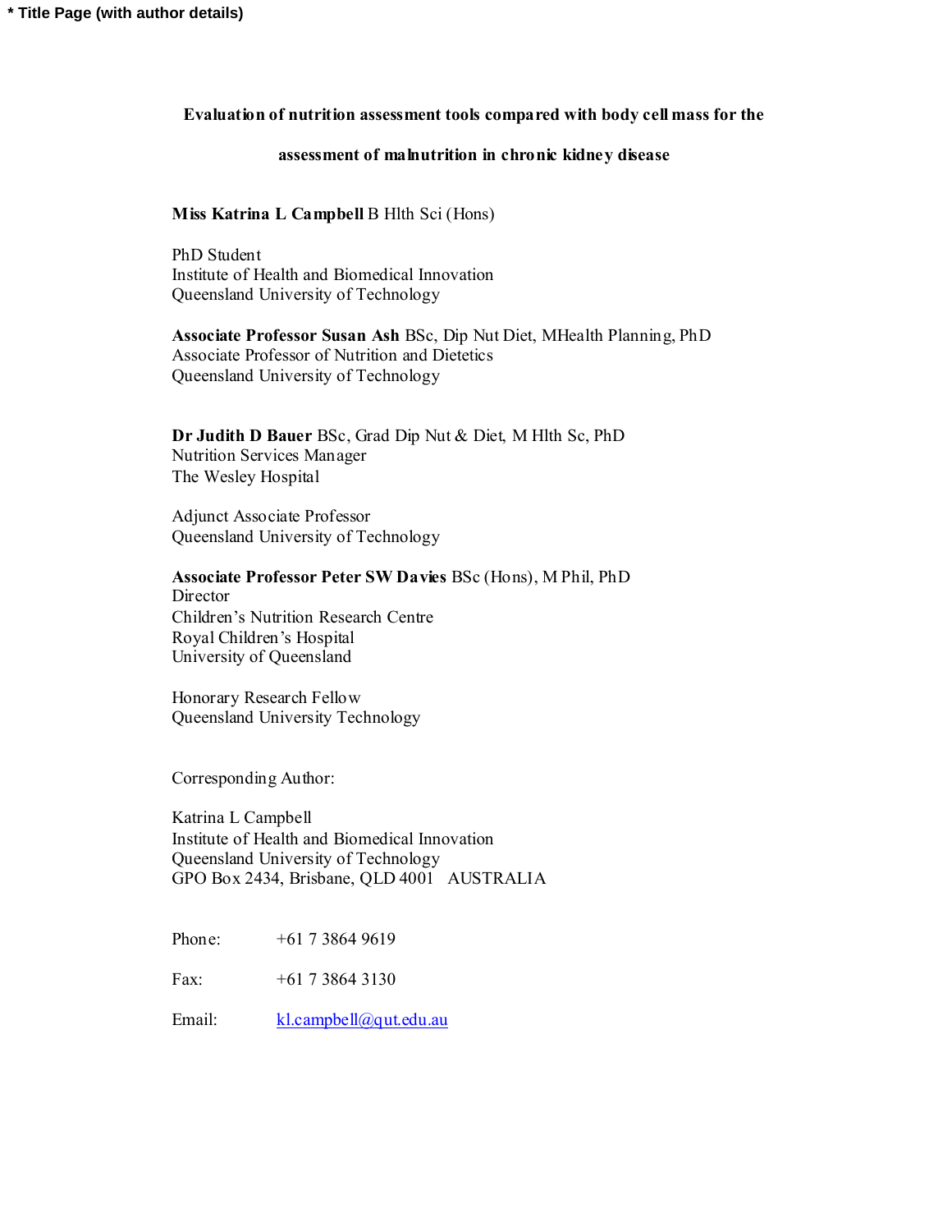**\* Title Page (with author details)**

**Evaluation of nutrition assessment tools compared with body cell mass for the assessment of malnutrition in chronic kidney disease**

**Miss Katrina L Campbell** B Hlth Sci (Hons)

PhD Student
Institute of Health and Biomedical Innovation
Queensland University of Technology

**Associate Professor Susan Ash** BSc, Dip Nut Diet, MHealth Planning, PhD
Associate Professor of Nutrition and Dietetics
Queensland University of Technology

**Dr Judith D Bauer** BSc, Grad Dip Nut & Diet, M Hlth Sc, PhD
Nutrition Services Manager
The Wesley Hospital

Adjunct Associate Professor
Queensland University of Technology

**Associate Professor Peter SW Davies** BSc (Hons), M Phil, PhD
Director
Children's Nutrition Research Centre
Royal Children's Hospital
University of Queensland

Honorary Research Fellow
Queensland University Technology

Corresponding Author:

Katrina L Campbell
Institute of Health and Biomedical Innovation
Queensland University of Technology
GPO Box 2434, Brisbane, QLD 4001 AUSTRALIA

Phone: +61 7 3864 9619

Fax: +61 7 3864 3130

Email: kl.campbell@qut.edu.au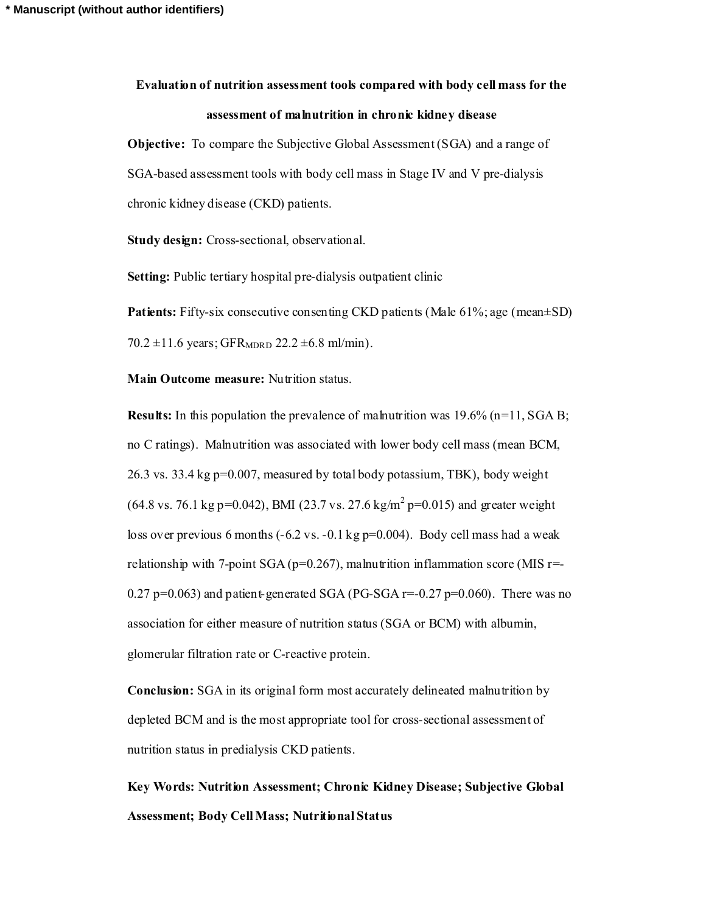**Evaluation of nutrition assessment tools compared with body cell mass for the assessment of malnutrition in chronic kidney disease**

**Objective:** To compare the Subjective Global Assessment (SGA) and a range of SGA-based assessment tools with body cell mass in Stage IV and V pre-dialysis chronic kidney disease (CKD) patients.

**Study design:** Cross-sectional, observational.

**Setting:** Public tertiary hospital pre-dialysis outpatient clinic

**Patients:** Fifty-six consecutive consenting CKD patients (Male 61%; age (mean±SD) 70.2 ±11.6 years; $GFR_{MDRD}$ 22.2 ±6.8 ml/min).

**Main Outcome measure:** Nutrition status.

**Results:** In this population the prevalence of malnutrition was 19.6% (n=11, SGA B; no C ratings). Malnutrition was associated with lower body cell mass (mean BCM, 26.3 vs. 33.4 kg p=0.007, measured by total body potassium, TBK), body weight (64.8 vs. 76.1 kg p=0.042), BMI (23.7 vs. 27.6 kg/m$^2$ p=0.015) and greater weight loss over previous 6 months (-6.2 vs. -0.1 kg p=0.004). Body cell mass had a weak relationship with 7-point SGA (p=0.267), malnutrition inflammation score (MIS r=-0.27 p=0.063) and patient-generated SGA (PG-SGA r=-0.27 p=0.060). There was no association for either measure of nutrition status (SGA or BCM) with albumin, glomerular filtration rate or C-reactive protein.

**Conclusion:** SGA in its original form most accurately delineated malnutrition by depleted BCM and is the most appropriate tool for cross-sectional assessment of nutrition status in predialysis CKD patients.

**Key Words: Nutrition Assessment; Chronic Kidney Disease; Subjective Global Assessment; Body Cell Mass; Nutritional Status**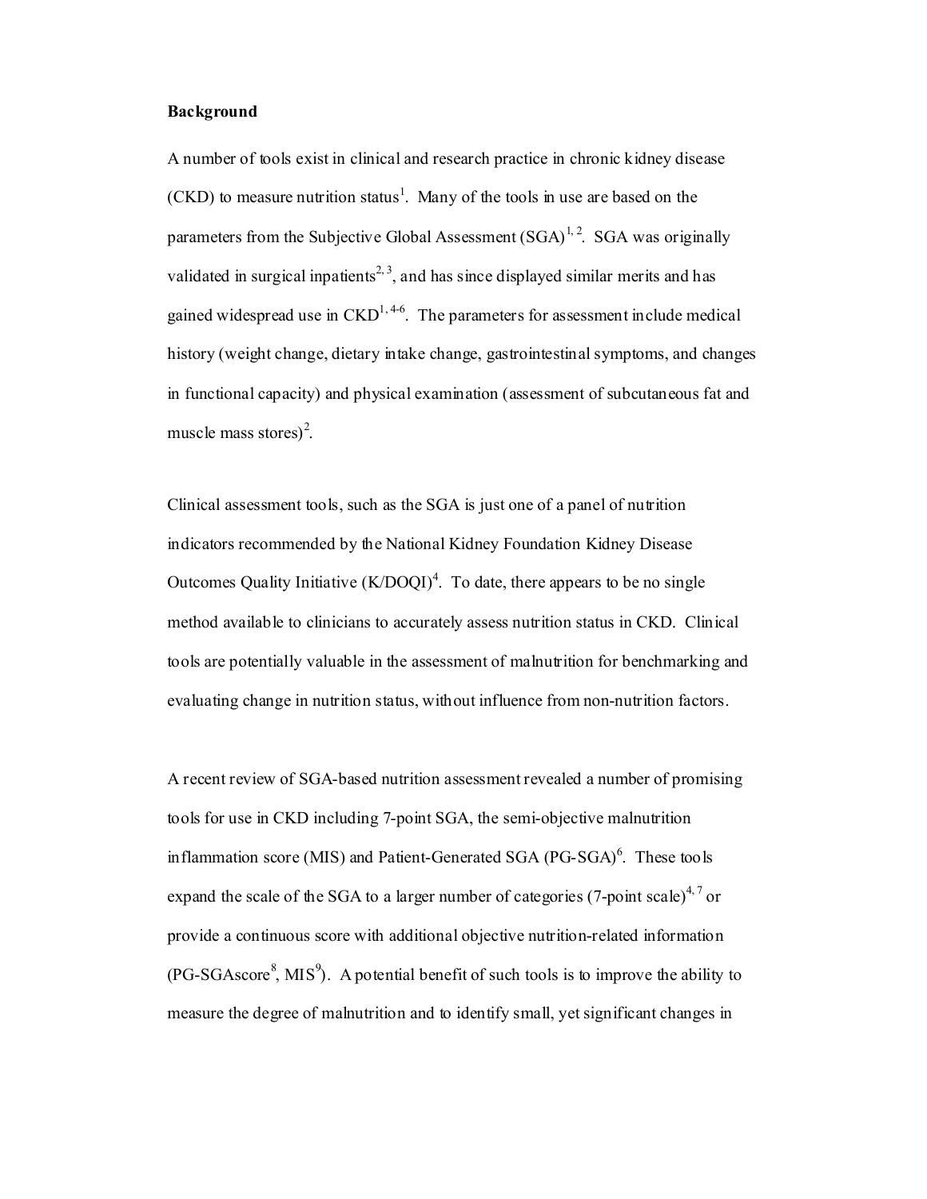**Background**

A number of tools exist in clinical and research practice in chronic kidney disease (CKD) to measure nutrition status[1]. Many of the tools in use are based on the parameters from the Subjective Global Assessment (SGA)[1, 2]. SGA was originally validated in surgical inpatients[2, 3], and has since displayed similar merits and has gained widespread use in CKD[1, 4-6]. The parameters for assessment include medical history (weight change, dietary intake change, gastrointestinal symptoms, and changes in functional capacity) and physical examination (assessment of subcutaneous fat and muscle mass stores)[2].

Clinical assessment tools, such as the SGA is just one of a panel of nutrition indicators recommended by the National Kidney Foundation Kidney Disease Outcomes Quality Initiative (K/DOQI)[4]. To date, there appears to be no single method available to clinicians to accurately assess nutrition status in CKD. Clinical tools are potentially valuable in the assessment of malnutrition for benchmarking and evaluating change in nutrition status, without influence from non-nutrition factors.

A recent review of SGA-based nutrition assessment revealed a number of promising tools for use in CKD including 7-point SGA, the semi-objective malnutrition inflammation score (MIS) and Patient-Generated SGA (PG-SGA)[6]. These tools expand the scale of the SGA to a larger number of categories (7-point scale)[4, 7] or provide a continuous score with additional objective nutrition-related information (PG-SGAscore[8], MIS[9]). A potential benefit of such tools is to improve the ability to measure the degree of malnutrition and to identify small, yet significant changes in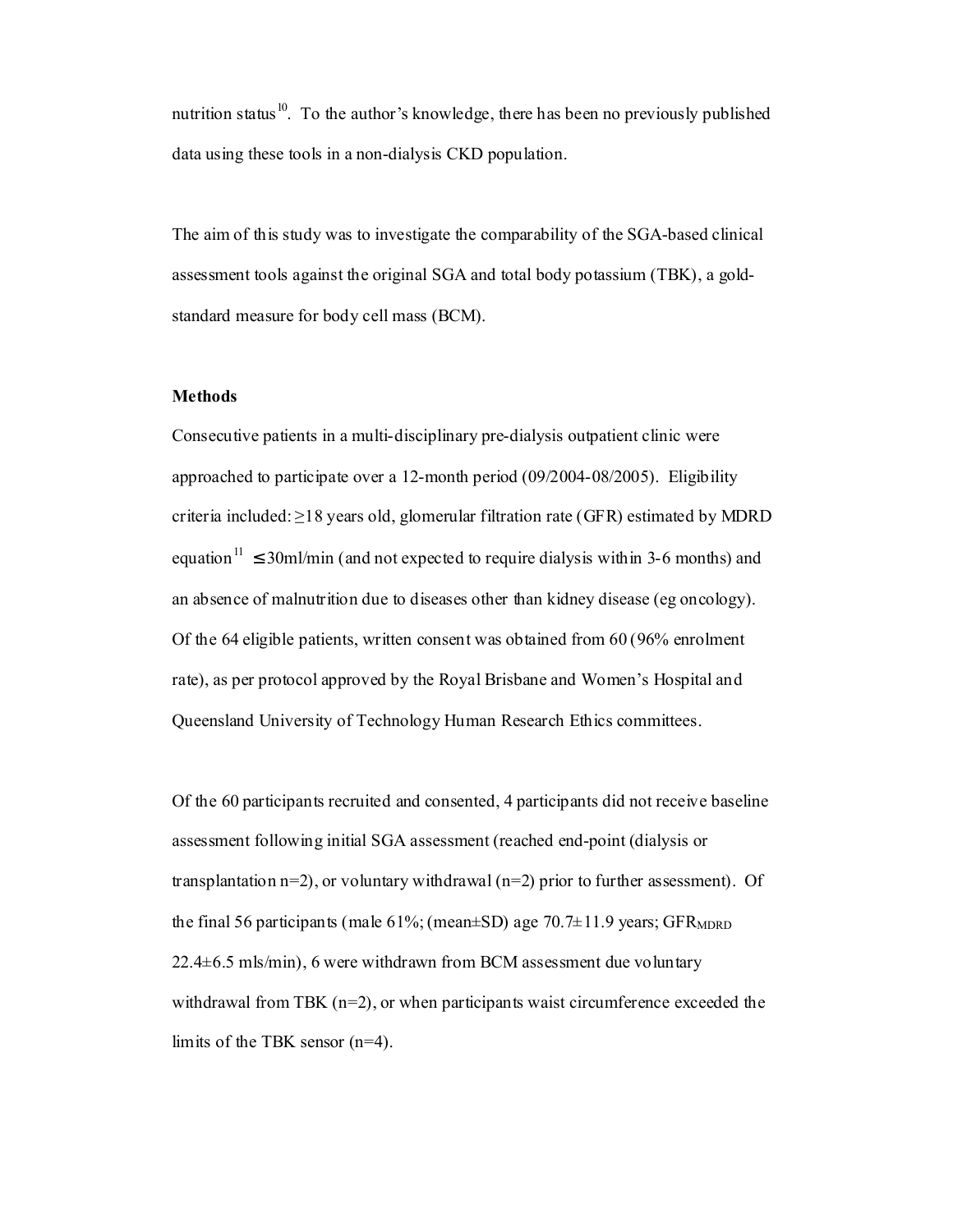nutrition status[10]. To the author's knowledge, there has been no previously published data using these tools in a non-dialysis CKD population.

The aim of this study was to investigate the comparability of the SGA-based clinical assessment tools against the original SGA and total body potassium (TBK), a gold-standard measure for body cell mass (BCM).

**Methods**

Consecutive patients in a multi-disciplinary pre-dialysis outpatient clinic were approached to participate over a 12-month period (09/2004-08/2005). Eligibility criteria included: ≥18 years old, glomerular filtration rate (GFR) estimated by MDRD equation[11] ≤30ml/min (and not expected to require dialysis within 3-6 months) and an absence of malnutrition due to diseases other than kidney disease (eg oncology). Of the 64 eligible patients, written consent was obtained from 60 (96% enrolment rate), as per protocol approved by the Royal Brisbane and Women's Hospital and Queensland University of Technology Human Research Ethics committees.

Of the 60 participants recruited and consented, 4 participants did not receive baseline assessment following initial SGA assessment (reached end-point (dialysis or transplantation n=2), or voluntary withdrawal (n=2) prior to further assessment). Of the final 56 participants (male 61%; (mean±SD) age 70.7±11.9 years; $GFR_{MDRD}$ 22.4±6.5 mls/min), 6 were withdrawn from BCM assessment due voluntary withdrawal from TBK (n=2), or when participants waist circumference exceeded the limits of the TBK sensor (n=4).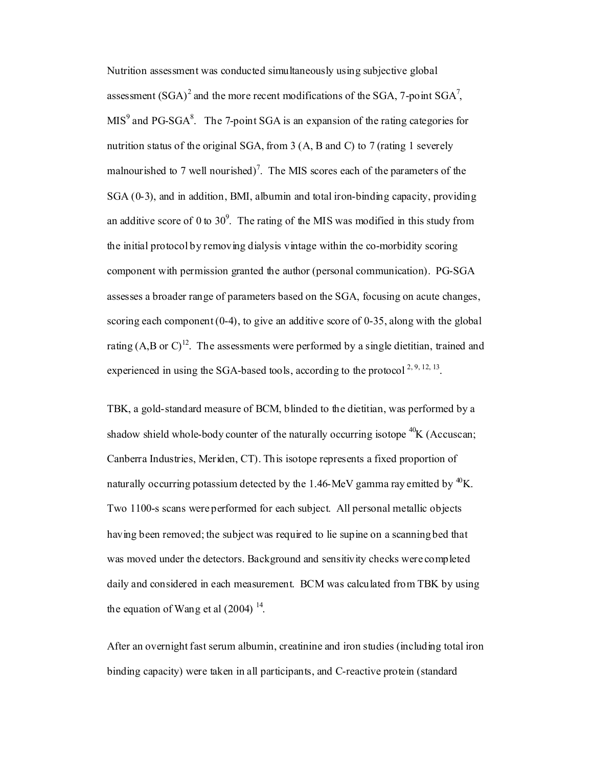Nutrition assessment was conducted simultaneously using subjective global assessment (SGA)[2] and the more recent modifications of the SGA, 7-point SGA[7], MIS[9] and PG-SGA[8]. The 7-point SGA is an expansion of the rating categories for nutrition status of the original SGA, from 3 (A, B and C) to 7 (rating 1 severely malnourished to 7 well nourished)[7]. The MIS scores each of the parameters of the SGA (0-3), and in addition, BMI, albumin and total iron-binding capacity, providing an additive score of 0 to 30[9]. The rating of the MIS was modified in this study from the initial protocol by removing dialysis vintage within the co-morbidity scoring component with permission granted the author (personal communication). PG-SGA assesses a broader range of parameters based on the SGA, focusing on acute changes, scoring each component (0-4), to give an additive score of 0-35, along with the global rating (A,B or C)[12]. The assessments were performed by a single dietitian, trained and experienced in using the SGA-based tools, according to the protocol [2, 9, 12, 13].

TBK, a gold-standard measure of BCM, blinded to the dietitian, was performed by a shadow shield whole-body counter of the naturally occurring isotope $^{40}K$ (Accuscan; Canberra Industries, Meriden, CT). This isotope represents a fixed proportion of naturally occurring potassium detected by the 1.46-MeV gamma ray emitted by $^{40}K$. Two 1100-s scans were performed for each subject. All personal metallic objects having been removed; the subject was required to lie supine on a scanning bed that was moved under the detectors. Background and sensitivity checks were completed daily and considered in each measurement. BCM was calculated from TBK by using the equation of Wang et al (2004) [14].

After an overnight fast serum albumin, creatinine and iron studies (including total iron binding capacity) were taken in all participants, and C-reactive protein (standard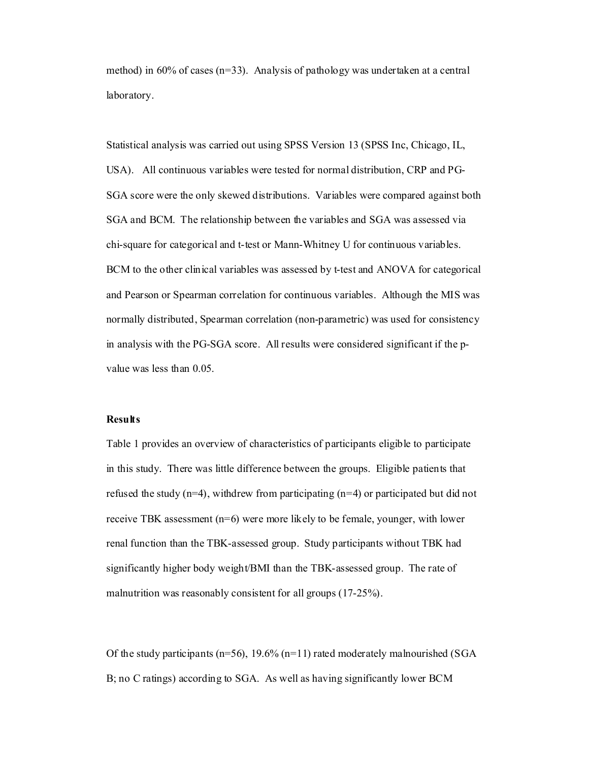method) in 60% of cases (n=33). Analysis of pathology was undertaken at a central laboratory.

Statistical analysis was carried out using SPSS Version 13 (SPSS Inc, Chicago, IL, USA). All continuous variables were tested for normal distribution, CRP and PG-SGA score were the only skewed distributions. Variables were compared against both SGA and BCM. The relationship between the variables and SGA was assessed via chi-square for categorical and t-test or Mann-Whitney U for continuous variables. BCM to the other clinical variables was assessed by t-test and ANOVA for categorical and Pearson or Spearman correlation for continuous variables. Although the MIS was normally distributed, Spearman correlation (non-parametric) was used for consistency in analysis with the PG-SGA score. All results were considered significant if the p-value was less than 0.05.

## Results

Table 1 provides an overview of characteristics of participants eligible to participate in this study. There was little difference between the groups. Eligible patients that refused the study (n=4), withdrew from participating (n=4) or participated but did not receive TBK assessment (n=6) were more likely to be female, younger, with lower renal function than the TBK-assessed group. Study participants without TBK had significantly higher body weight/BMI than the TBK-assessed group. The rate of malnutrition was reasonably consistent for all groups (17-25%).

Of the study participants (n=56), 19.6% (n=11) rated moderately malnourished (SGA B; no C ratings) according to SGA. As well as having significantly lower BCM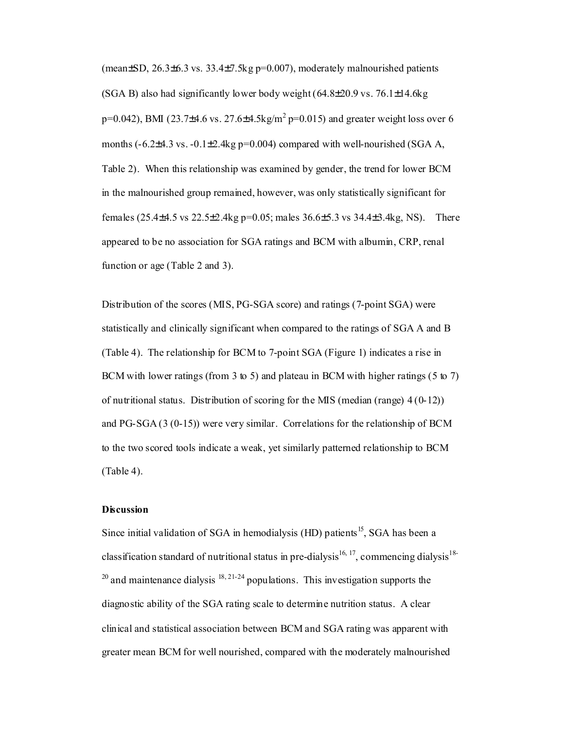(mean±SD, 26.3±6.3 vs. 33.4±7.5kg p=0.007), moderately malnourished patients (SGA B) also had significantly lower body weight (64.8±20.9 vs. 76.1±14.6kg p=0.042), BMI (23.7±4.6 vs. 27.6±4.5kg/m$^2$ p=0.015) and greater weight loss over 6 months (-6.2±4.3 vs. -0.1±2.4kg p=0.004) compared with well-nourished (SGA A, Table 2). When this relationship was examined by gender, the trend for lower BCM in the malnourished group remained, however, was only statistically significant for females (25.4±4.5 vs 22.5±2.4kg p=0.05; males 36.6±5.3 vs 34.4±3.4kg, NS). There appeared to be no association for SGA ratings and BCM with albumin, CRP, renal function or age (Table 2 and 3).

Distribution of the scores (MIS, PG-SGA score) and ratings (7-point SGA) were statistically and clinically significant when compared to the ratings of SGA A and B (Table 4). The relationship for BCM to 7-point SGA (Figure 1) indicates a rise in BCM with lower ratings (from 3 to 5) and plateau in BCM with higher ratings (5 to 7) of nutritional status. Distribution of scoring for the MIS (median (range) 4 (0-12)) and PG-SGA (3 (0-15)) were very similar. Correlations for the relationship of BCM to the two scored tools indicate a weak, yet similarly patterned relationship to BCM (Table 4).

**Discussion**

Since initial validation of SGA in hemodialysis (HD) patients[15], SGA has been a classification standard of nutritional status in pre-dialysis[16, 17], commencing dialysis[18-20] and maintenance dialysis [18, 21-24] populations. This investigation supports the diagnostic ability of the SGA rating scale to determine nutrition status. A clear clinical and statistical association between BCM and SGA rating was apparent with greater mean BCM for well nourished, compared with the moderately malnourished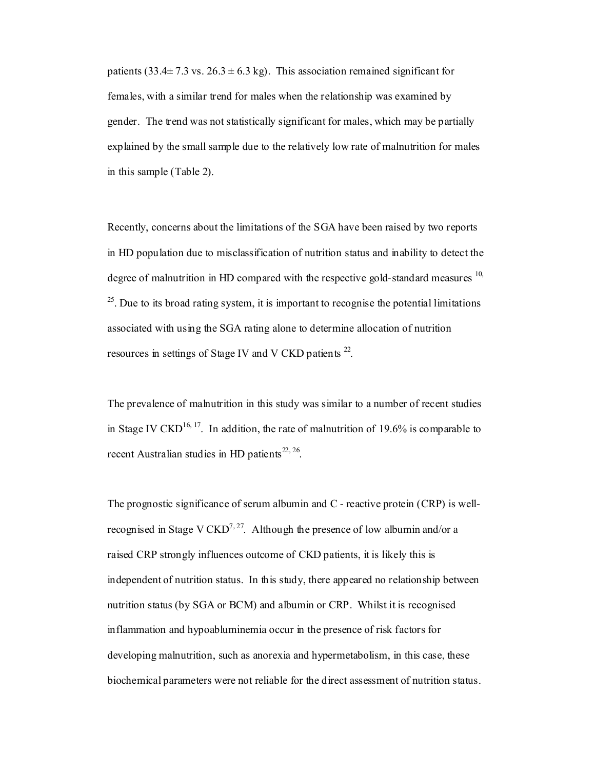patients (33.4± 7.3 vs. 26.3 ± 6.3 kg). This association remained significant for females, with a similar trend for males when the relationship was examined by gender. The trend was not statistically significant for males, which may be partially explained by the small sample due to the relatively low rate of malnutrition for males in this sample (Table 2).

Recently, concerns about the limitations of the SGA have been raised by two reports in HD population due to misclassification of nutrition status and inability to detect the degree of malnutrition in HD compared with the respective gold-standard measures [10, 25]. Due to its broad rating system, it is important to recognise the potential limitations associated with using the SGA rating alone to determine allocation of nutrition resources in settings of Stage IV and V CKD patients [22].

The prevalence of malnutrition in this study was similar to a number of recent studies in Stage IV CKD[16, 17]. In addition, the rate of malnutrition of 19.6% is comparable to recent Australian studies in HD patients[22, 26].

The prognostic significance of serum albumin and C - reactive protein (CRP) is well-recognised in Stage V CKD[7, 27]. Although the presence of low albumin and/or a raised CRP strongly influences outcome of CKD patients, it is likely this is independent of nutrition status. In this study, there appeared no relationship between nutrition status (by SGA or BCM) and albumin or CRP. Whilst it is recognised inflammation and hypoabluminemia occur in the presence of risk factors for developing malnutrition, such as anorexia and hypermetabolism, in this case, these biochemical parameters were not reliable for the direct assessment of nutrition status.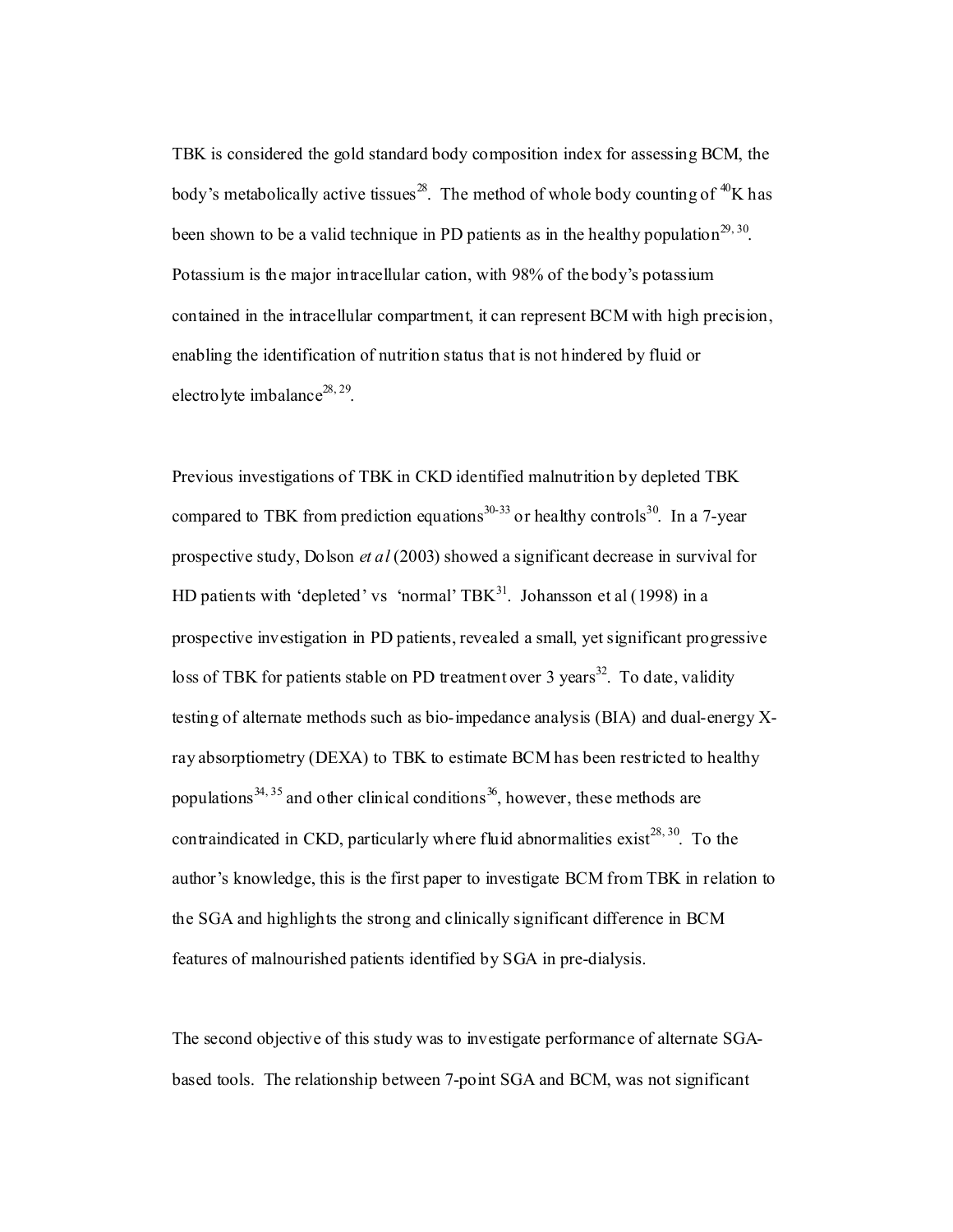TBK is considered the gold standard body composition index for assessing BCM, the body's metabolically active tissues[28]. The method of whole body counting of $^{40}K$ has been shown to be a valid technique in PD patients as in the healthy population[29, 30]. Potassium is the major intracellular cation, with 98% of the body's potassium contained in the intracellular compartment, it can represent BCM with high precision, enabling the identification of nutrition status that is not hindered by fluid or electrolyte imbalance[28, 29].

Previous investigations of TBK in CKD identified malnutrition by depleted TBK compared to TBK from prediction equations[30-33] or healthy controls[30]. In a 7-year prospective study, Dolson *et al* (2003) showed a significant decrease in survival for HD patients with 'depleted' vs 'normal' TBK[31]. Johansson et al (1998) in a prospective investigation in PD patients, revealed a small, yet significant progressive loss of TBK for patients stable on PD treatment over 3 years[32]. To date, validity testing of alternate methods such as bio-impedance analysis (BIA) and dual-energy X-ray absorptiometry (DEXA) to TBK to estimate BCM has been restricted to healthy populations[34, 35] and other clinical conditions[36], however, these methods are contraindicated in CKD, particularly where fluid abnormalities exist[28, 30]. To the author's knowledge, this is the first paper to investigate BCM from TBK in relation to the SGA and highlights the strong and clinically significant difference in BCM features of malnourished patients identified by SGA in pre-dialysis.

The second objective of this study was to investigate performance of alternate SGA-based tools. The relationship between 7-point SGA and BCM, was not significant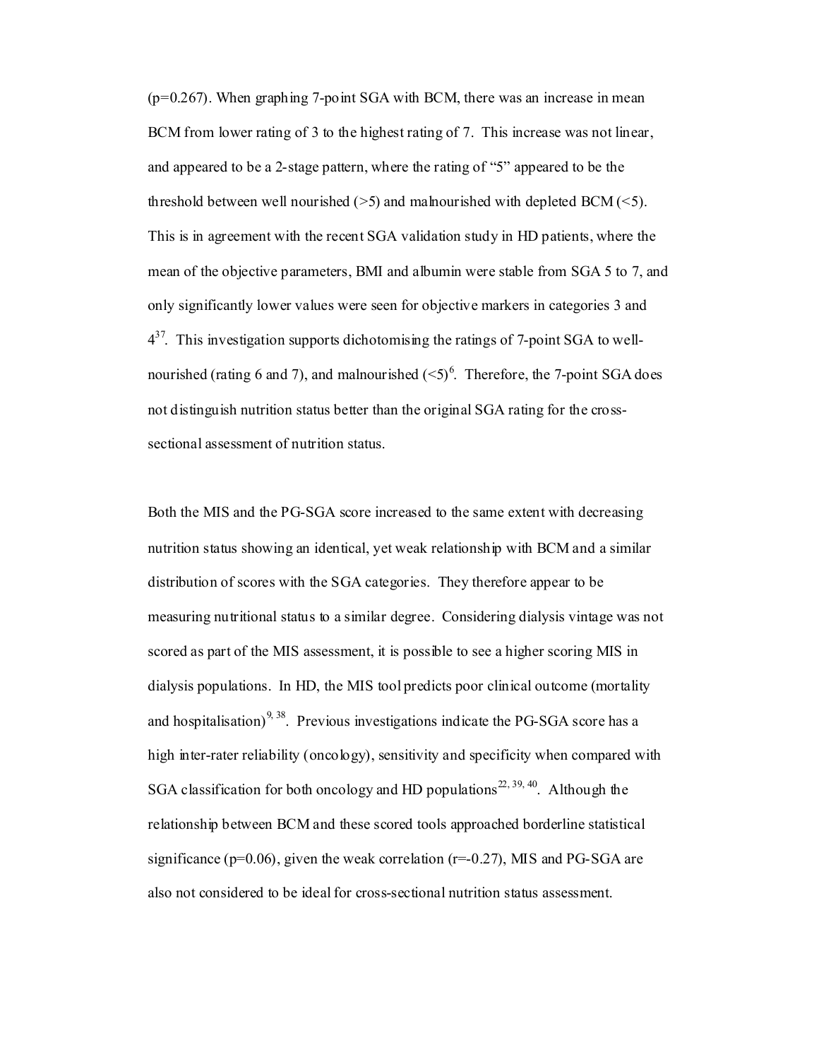(p=0.267). When graphing 7-point SGA with BCM, there was an increase in mean BCM from lower rating of 3 to the highest rating of 7. This increase was not linear, and appeared to be a 2-stage pattern, where the rating of "5" appeared to be the threshold between well nourished (>5) and malnourished with depleted BCM (<5). This is in agreement with the recent SGA validation study in HD patients, where the mean of the objective parameters, BMI and albumin were stable from SGA 5 to 7, and only significantly lower values were seen for objective markers in categories 3 and 4[37]. This investigation supports dichotomising the ratings of 7-point SGA to well-nourished (rating 6 and 7), and malnourished (<5)[6]. Therefore, the 7-point SGA does not distinguish nutrition status better than the original SGA rating for the cross-sectional assessment of nutrition status.

Both the MIS and the PG-SGA score increased to the same extent with decreasing nutrition status showing an identical, yet weak relationship with BCM and a similar distribution of scores with the SGA categories. They therefore appear to be measuring nutritional status to a similar degree. Considering dialysis vintage was not scored as part of the MIS assessment, it is possible to see a higher scoring MIS in dialysis populations. In HD, the MIS tool predicts poor clinical outcome (mortality and hospitalisation)[9, 38]. Previous investigations indicate the PG-SGA score has a high inter-rater reliability (oncology), sensitivity and specificity when compared with SGA classification for both oncology and HD populations[22, 39, 40]. Although the relationship between BCM and these scored tools approached borderline statistical significance (p=0.06), given the weak correlation (r=-0.27), MIS and PG-SGA are also not considered to be ideal for cross-sectional nutrition status assessment.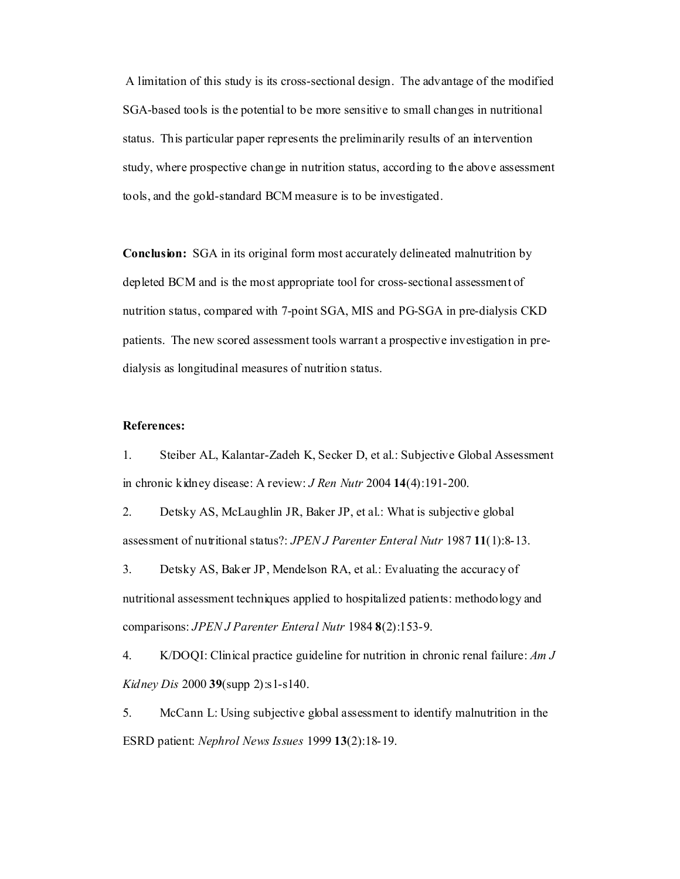A limitation of this study is its cross-sectional design. The advantage of the modified SGA-based tools is the potential to be more sensitive to small changes in nutritional status. This particular paper represents the preliminarily results of an intervention study, where prospective change in nutrition status, according to the above assessment tools, and the gold-standard BCM measure is to be investigated.

**Conclusion:** SGA in its original form most accurately delineated malnutrition by depleted BCM and is the most appropriate tool for cross-sectional assessment of nutrition status, compared with 7-point SGA, MIS and PG-SGA in pre-dialysis CKD patients. The new scored assessment tools warrant a prospective investigation in pre-dialysis as longitudinal measures of nutrition status.

**References:**

1. Steiber AL, Kalantar-Zadeh K, Secker D, et al.: Subjective Global Assessment in chronic kidney disease: A review: *J Ren Nutr* 2004 **14**(4):191-200.
2. Detsky AS, McLaughlin JR, Baker JP, et al.: What is subjective global assessment of nutritional status?: *JPEN J Parenter Enteral Nutr* 1987 **11**(1):8-13.
3. Detsky AS, Baker JP, Mendelson RA, et al.: Evaluating the accuracy of nutritional assessment techniques applied to hospitalized patients: methodology and comparisons: *JPEN J Parenter Enteral Nutr* 1984 **8**(2):153-9.
4. K/DOQI: Clinical practice guideline for nutrition in chronic renal failure: *Am J Kidney Dis* 2000 **39**(supp 2):s1-s140.
5. McCann L: Using subjective global assessment to identify malnutrition in the ESRD patient: *Nephrol News Issues* 1999 **13**(2):18-19.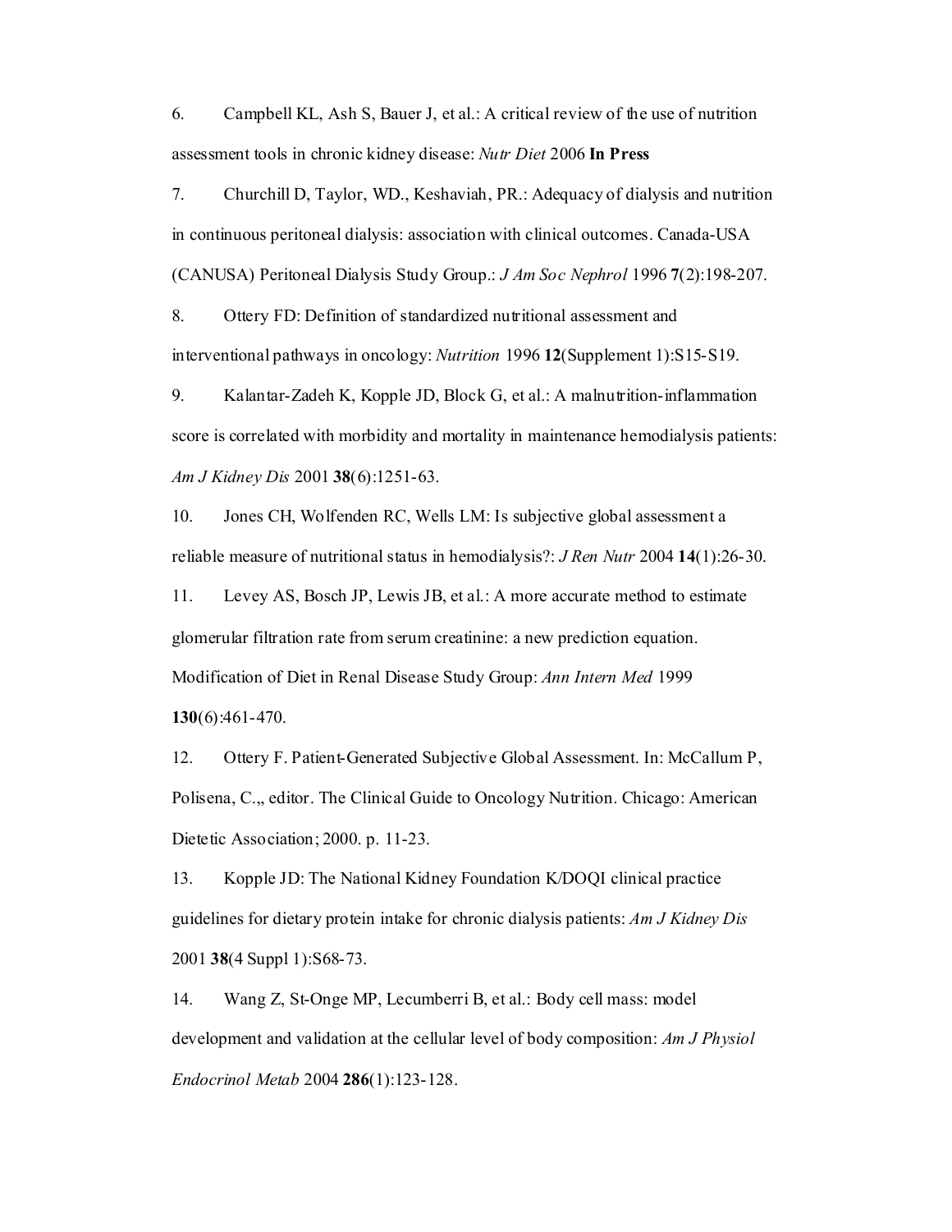6. Campbell KL, Ash S, Bauer J, et al.: A critical review of the use of nutrition assessment tools in chronic kidney disease: *Nutr Diet* 2006 **In Press**

7. Churchill D, Taylor, WD., Keshaviah, PR.: Adequacy of dialysis and nutrition in continuous peritoneal dialysis: association with clinical outcomes. Canada-USA (CANUSA) Peritoneal Dialysis Study Group.: *J Am Soc Nephrol* 1996 **7**(2):198-207.

8. Ottery FD: Definition of standardized nutritional assessment and interventional pathways in oncology: *Nutrition* 1996 **12**(Supplement 1):S15-S19.

9. Kalantar-Zadeh K, Kopple JD, Block G, et al.: A malnutrition-inflammation score is correlated with morbidity and mortality in maintenance hemodialysis patients: *Am J Kidney Dis* 2001 **38**(6):1251-63.

10. Jones CH, Wolfenden RC, Wells LM: Is subjective global assessment a reliable measure of nutritional status in hemodialysis?: *J Ren Nutr* 2004 **14**(1):26-30.

11. Levey AS, Bosch JP, Lewis JB, et al.: A more accurate method to estimate glomerular filtration rate from serum creatinine: a new prediction equation. Modification of Diet in Renal Disease Study Group: *Ann Intern Med* 1999 **130**(6):461-470.

12. Ottery F. Patient-Generated Subjective Global Assessment. In: McCallum P, Polisena, C.,, editor. The Clinical Guide to Oncology Nutrition. Chicago: American Dietetic Association; 2000. p. 11-23.

13. Kopple JD: The National Kidney Foundation K/DOQI clinical practice guidelines for dietary protein intake for chronic dialysis patients: *Am J Kidney Dis* 2001 **38**(4 Suppl 1):S68-73.

14. Wang Z, St-Onge MP, Lecumberri B, et al.: Body cell mass: model development and validation at the cellular level of body composition: *Am J Physiol Endocrinol Metab* 2004 **286**(1):123-128.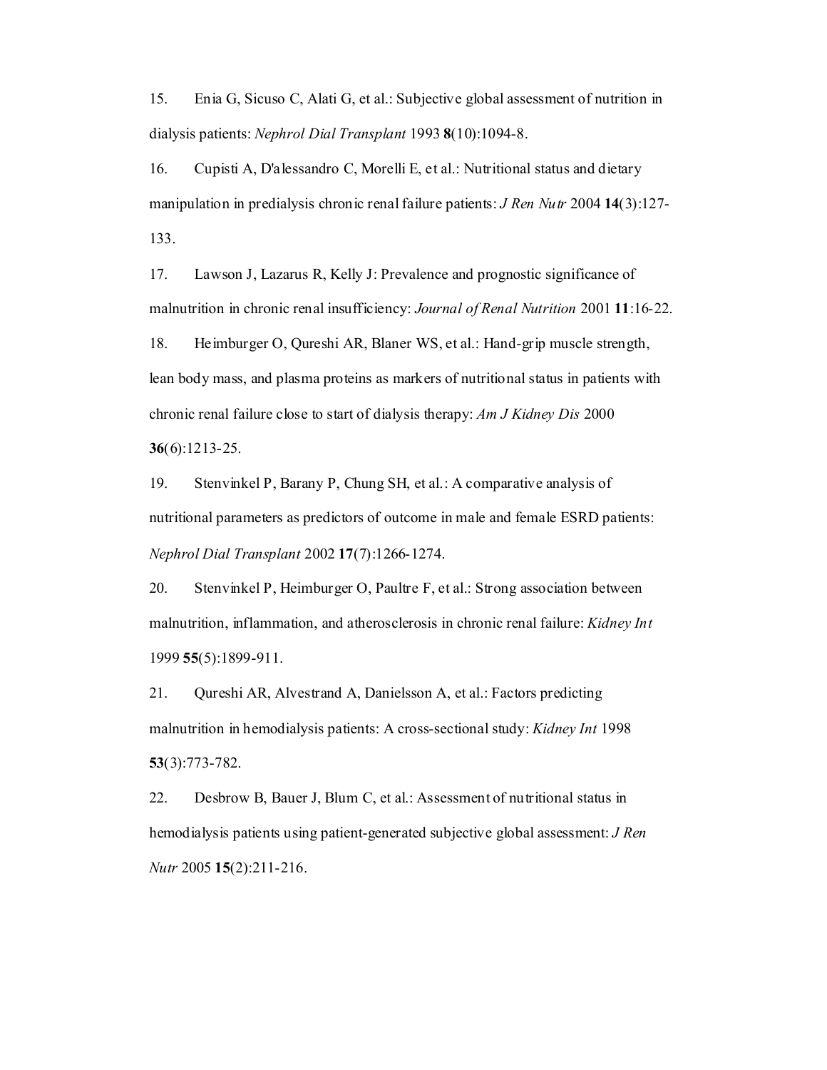15. Enia G, Sicuso C, Alati G, et al.: Subjective global assessment of nutrition in dialysis patients: *Nephrol Dial Transplant* 1993 **8**(10):1094-8.

16. Cupisti A, D'alessandro C, Morelli E, et al.: Nutritional status and dietary manipulation in predialysis chronic renal failure patients: *J Ren Nutr* 2004 **14**(3):127-133.

17. Lawson J, Lazarus R, Kelly J: Prevalence and prognostic significance of malnutrition in chronic renal insufficiency: *Journal of Renal Nutrition* 2001 **11**:16-22.

18. Heimburger O, Qureshi AR, Blaner WS, et al.: Hand-grip muscle strength, lean body mass, and plasma proteins as markers of nutritional status in patients with chronic renal failure close to start of dialysis therapy: *Am J Kidney Dis* 2000 **36**(6):1213-25.

19. Stenvinkel P, Barany P, Chung SH, et al.: A comparative analysis of nutritional parameters as predictors of outcome in male and female ESRD patients: *Nephrol Dial Transplant* 2002 **17**(7):1266-1274.

20. Stenvinkel P, Heimburger O, Paultre F, et al.: Strong association between malnutrition, inflammation, and atherosclerosis in chronic renal failure: *Kidney Int* 1999 **55**(5):1899-911.

21. Qureshi AR, Alvestrand A, Danielsson A, et al.: Factors predicting malnutrition in hemodialysis patients: A cross-sectional study: *Kidney Int* 1998 **53**(3):773-782.

22. Desbrow B, Bauer J, Blum C, et al.: Assessment of nutritional status in hemodialysis patients using patient-generated subjective global assessment: *J Ren Nutr* 2005 **15**(2):211-216.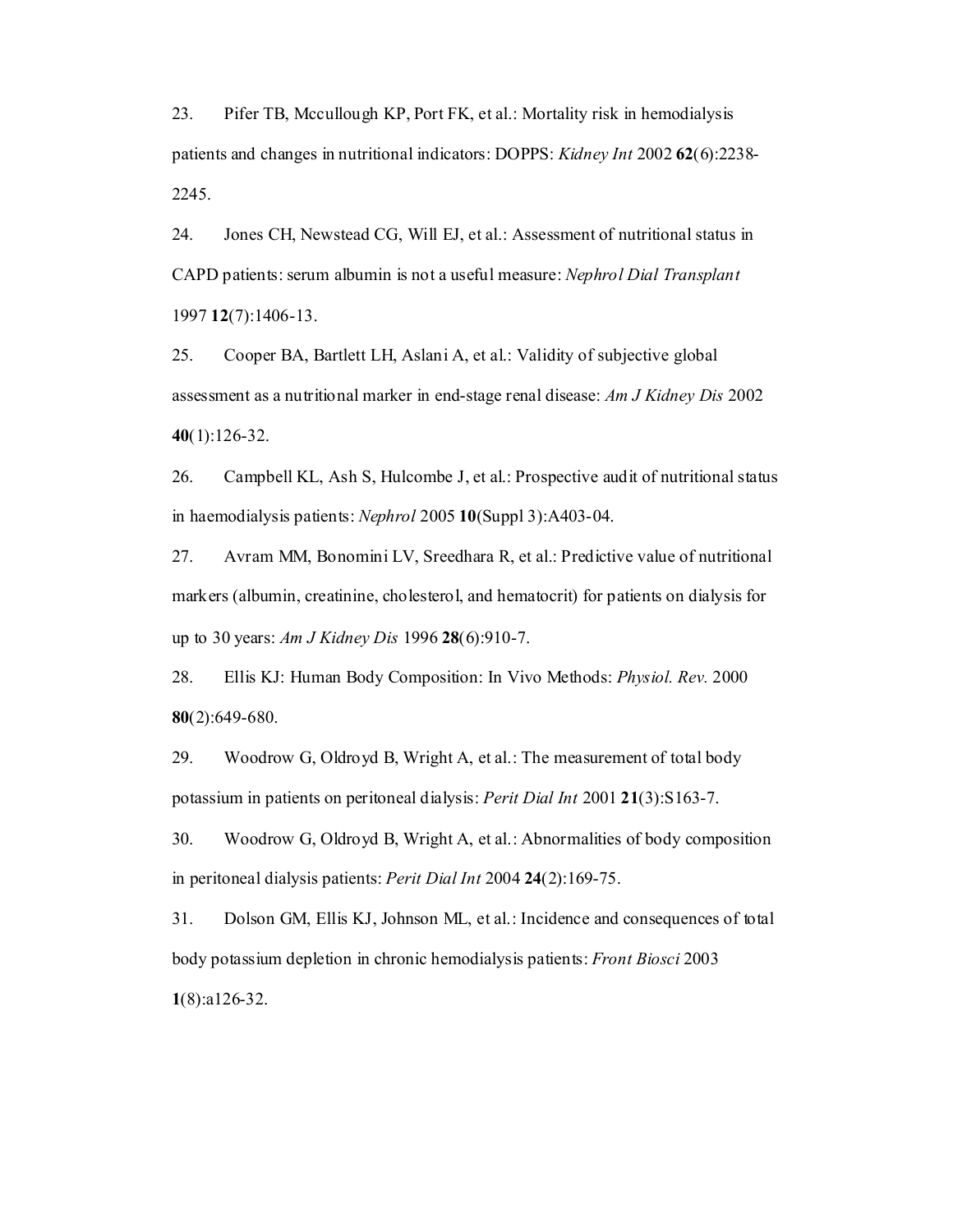23. Pifer TB, Mccullough KP, Port FK, et al.: Mortality risk in hemodialysis patients and changes in nutritional indicators: DOPPS: *Kidney Int* 2002 **62**(6):2238-2245.

24. Jones CH, Newstead CG, Will EJ, et al.: Assessment of nutritional status in CAPD patients: serum albumin is not a useful measure: *Nephrol Dial Transplant* 1997 **12**(7):1406-13.

25. Cooper BA, Bartlett LH, Aslani A, et al.: Validity of subjective global assessment as a nutritional marker in end-stage renal disease: *Am J Kidney Dis* 2002 **40**(1):126-32.

26. Campbell KL, Ash S, Hulcombe J, et al.: Prospective audit of nutritional status in haemodialysis patients: *Nephrol* 2005 **10**(Suppl 3):A403-04.

27. Avram MM, Bonomini LV, Sreedhara R, et al.: Predictive value of nutritional markers (albumin, creatinine, cholesterol, and hematocrit) for patients on dialysis for up to 30 years: *Am J Kidney Dis* 1996 **28**(6):910-7.

28. Ellis KJ: Human Body Composition: In Vivo Methods: *Physiol. Rev.* 2000 **80**(2):649-680.

29. Woodrow G, Oldroyd B, Wright A, et al.: The measurement of total body potassium in patients on peritoneal dialysis: *Perit Dial Int* 2001 **21**(3):S163-7.

30. Woodrow G, Oldroyd B, Wright A, et al.: Abnormalities of body composition in peritoneal dialysis patients: *Perit Dial Int* 2004 **24**(2):169-75.

31. Dolson GM, Ellis KJ, Johnson ML, et al.: Incidence and consequences of total body potassium depletion in chronic hemodialysis patients: *Front Biosci* 2003 **1**(8):a126-32.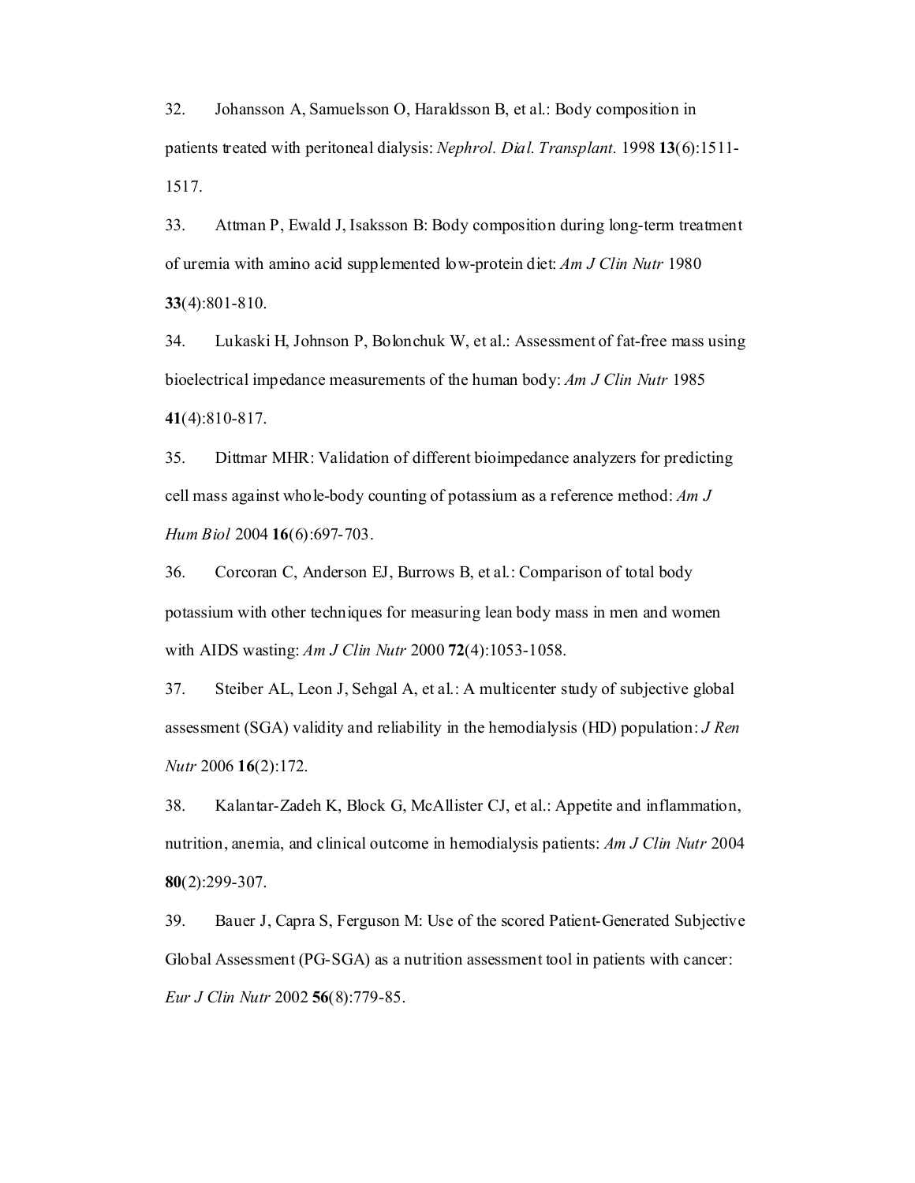32. Johansson A, Samuelsson O, Haraldsson B, et al.: Body composition in patients treated with peritoneal dialysis: *Nephrol. Dial. Transplant.* 1998 **13**(6):1511-1517.

33. Attman P, Ewald J, Isaksson B: Body composition during long-term treatment of uremia with amino acid supplemented low-protein diet: *Am J Clin Nutr* 1980 **33**(4):801-810.

34. Lukaski H, Johnson P, Bolonchuk W, et al.: Assessment of fat-free mass using bioelectrical impedance measurements of the human body: *Am J Clin Nutr* 1985 **41**(4):810-817.

35. Dittmar MHR: Validation of different bioimpedance analyzers for predicting cell mass against whole-body counting of potassium as a reference method: *Am J Hum Biol* 2004 **16**(6):697-703.

36. Corcoran C, Anderson EJ, Burrows B, et al.: Comparison of total body potassium with other techniques for measuring lean body mass in men and women with AIDS wasting: *Am J Clin Nutr* 2000 **72**(4):1053-1058.

37. Steiber AL, Leon J, Sehgal A, et al.: A multicenter study of subjective global assessment (SGA) validity and reliability in the hemodialysis (HD) population: *J Ren Nutr* 2006 **16**(2):172.

38. Kalantar-Zadeh K, Block G, McAllister CJ, et al.: Appetite and inflammation, nutrition, anemia, and clinical outcome in hemodialysis patients: *Am J Clin Nutr* 2004 **80**(2):299-307.

39. Bauer J, Capra S, Ferguson M: Use of the scored Patient-Generated Subjective Global Assessment (PG-SGA) as a nutrition assessment tool in patients with cancer: *Eur J Clin Nutr* 2002 **56**(8):779-85.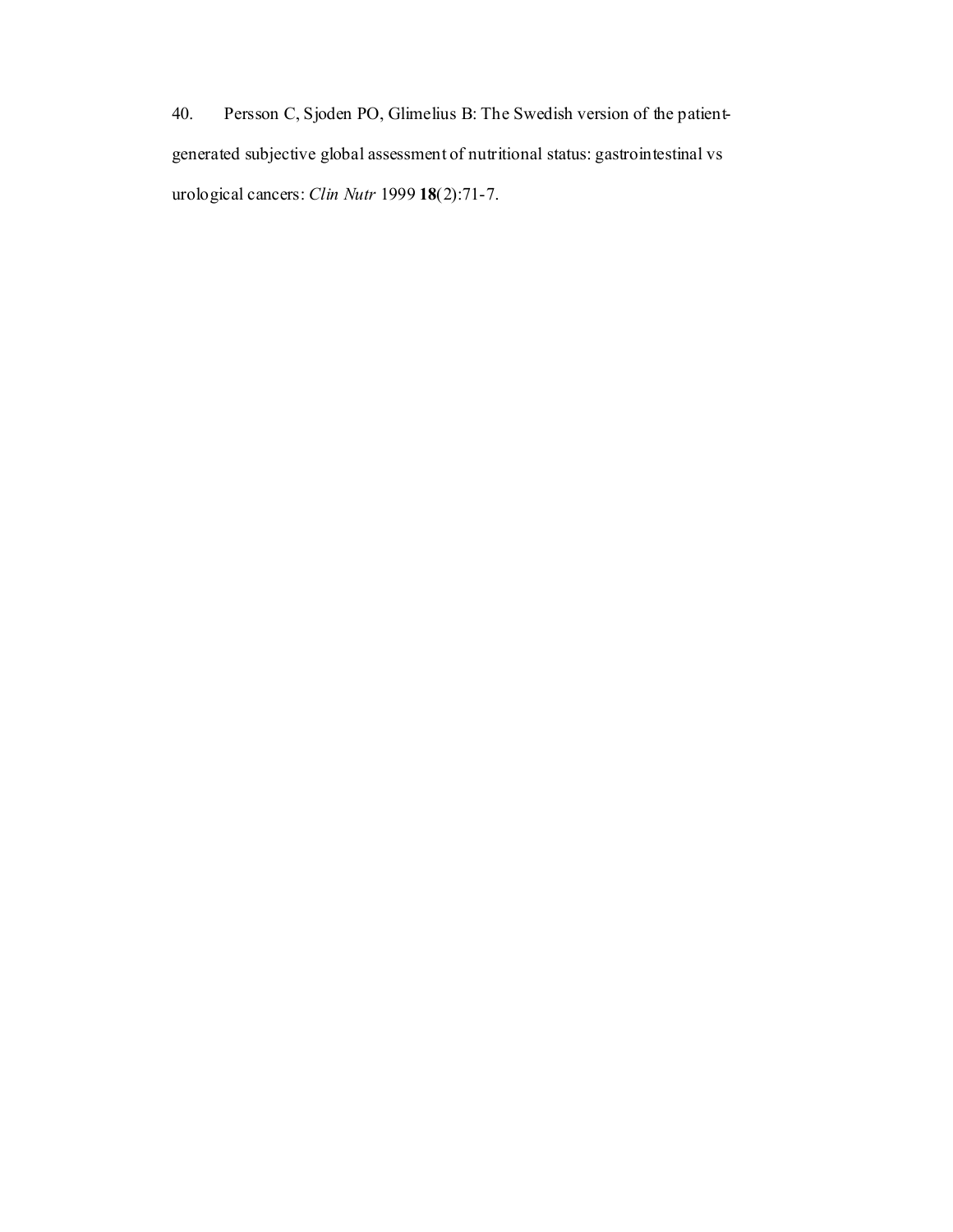40. Persson C, Sjoden PO, Glimelius B: The Swedish version of the patient-generated subjective global assessment of nutritional status: gastrointestinal vs urological cancers: *Clin Nutr* 1999 **18**(2):71-7.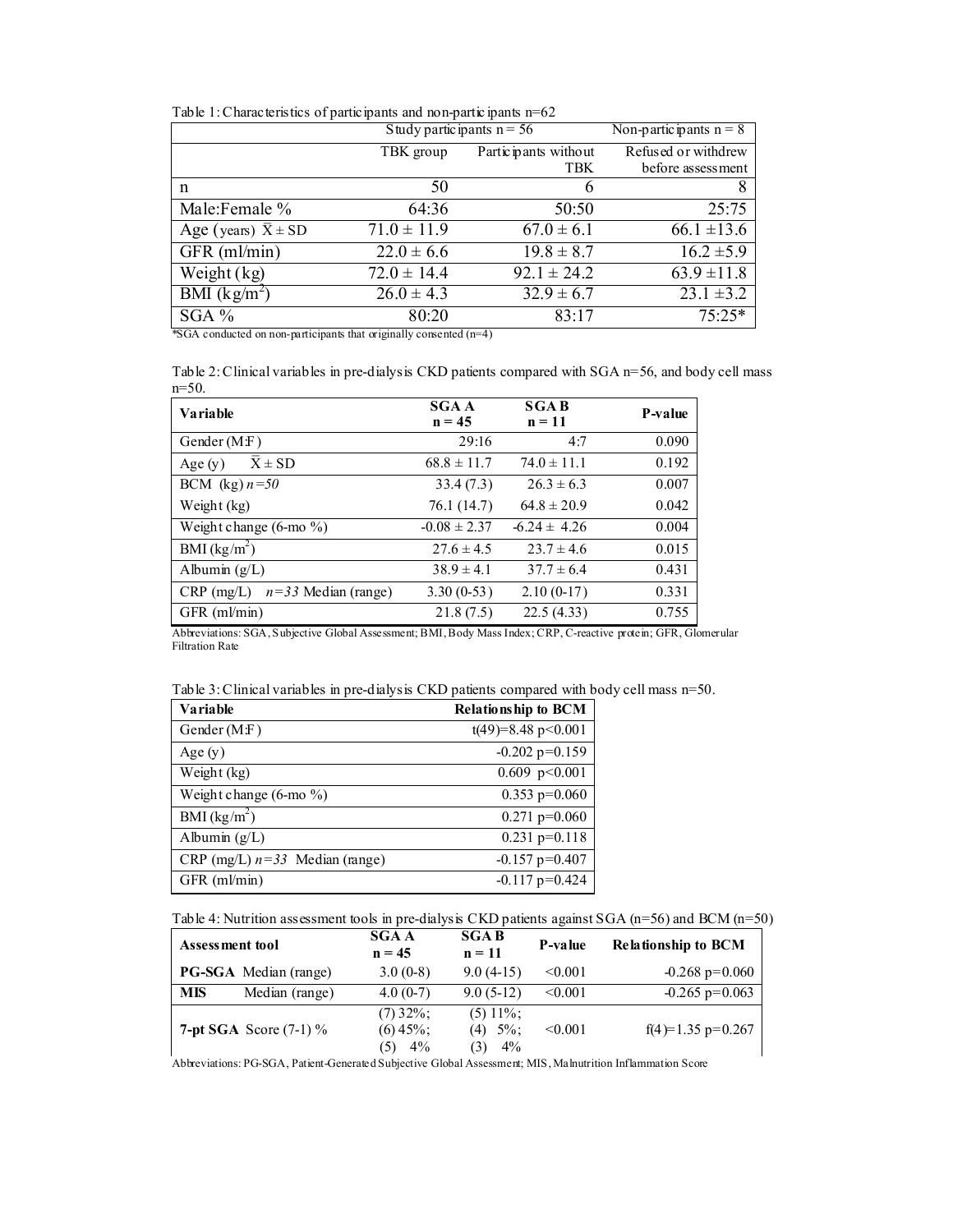Table 1: Characteristics of participants and non-participants n=62

| | Study participants n = 56 | | Non-participants n = 8 |
|---|---|---|---|
| | TBK group | Participants without TBK | Refused or withdrew before assessment |
| n | 50 | 6 | 8 |
| Male:Female % | 64:36 | 50:50 | 25:75 |
| Age (years) $\bar{X} \pm SD$ | 71.0 ± 11.9 | 67.0 ± 6.1 | 66.1 ±13.6 |
| GFR (ml/min) | 22.0 ± 6.6 | 19.8 ± 8.7 | 16.2 ±5.9 |
| Weight (kg) | 72.0 ± 14.4 | 92.1 ± 24.2 | 63.9 ±11.8 |
| BMI (kg/m$^2$) | 26.0 ± 4.3 | 32.9 ± 6.7 | 23.1 ±3.2 |
| SGA % | 80:20 | 83:17 | 75:25* |

*SGA conducted on non-participants that originally consented (n=4)

Table 2: Clinical variables in pre-dialysis CKD patients compared with SGA n=56, and body cell mass n=50.

| Variable | SGA A n = 45 | SGA B n = 11 | P-value |
|---|---|---|---|
| Gender (M:F) | 29:16 | 4:7 | 0.090 |
| Age (y) $\bar{X} \pm SD$ | 68.8 ± 11.7 | 74.0 ± 11.1 | 0.192 |
| BCM (kg) *n=50* | 33.4 (7.3) | 26.3 ± 6.3 | 0.007 |
| Weight (kg) | 76.1 (14.7) | 64.8 ± 20.9 | 0.042 |
| Weight change (6-mo %) | -0.08 ± 2.37 | -6.24 ± 4.26 | 0.004 |
| BMI (kg/m$^2$) | 27.6 ± 4.5 | 23.7 ± 4.6 | 0.015 |
| Albumin (g/L) | 38.9 ± 4.1 | 37.7 ± 6.4 | 0.431 |
| CRP (mg/L) *n=33* Median (range) | 3.30 (0-53) | 2.10 (0-17) | 0.331 |
| GFR (ml/min) | 21.8 (7.5) | 22.5 (4.33) | 0.755 |

Abbreviations: SGA, Subjective Global Assessment; BMI, Body Mass Index; CRP, C-reactive protein; GFR, Glomerular Filtration Rate

Table 3: Clinical variables in pre-dialysis CKD patients compared with body cell mass n=50.

| Variable | Relationship to BCM |
|---|---|
| Gender (M:F) | t(49)=8.48 p<0.001 |
| Age (y) | -0.202 p=0.159 |
| Weight (kg) | 0.609 p<0.001 |
| Weight change (6-mo %) | 0.353 p=0.060 |
| BMI (kg/m$^2$) | 0.271 p=0.060 |
| Albumin (g/L) | 0.231 p=0.118 |
| CRP (mg/L) *n=33* Median (range) | -0.157 p=0.407 |
| GFR (ml/min) | -0.117 p=0.424 |

Table 4: Nutrition assessment tools in pre-dialysis CKD patients against SGA (n=56) and BCM (n=50)

| Assessment tool | SGA A n = 45 | SGA B n = 11 | P-value | Relationship to BCM |
|---|---|---|---|---|
| **PG-SGA** Median (range) | 3.0 (0-8) | 9.0 (4-15) | <0.001 | -0.268 p=0.060 |
| **MIS** Median (range) | 4.0 (0-7) | 9.0 (5-12) | <0.001 | -0.265 p=0.063 |
| **7-pt SGA** Score (7-1) % | (7) 32%; (6) 45%; (5) 4% | (5) 11%; (4) 5%; (3) 4% | <0.001 | f(4)=1.35 p=0.267 |

Abbreviations: PG-SGA, Patient-Generated Subjective Global Assessment; MIS, Malnutrition Inflammation Score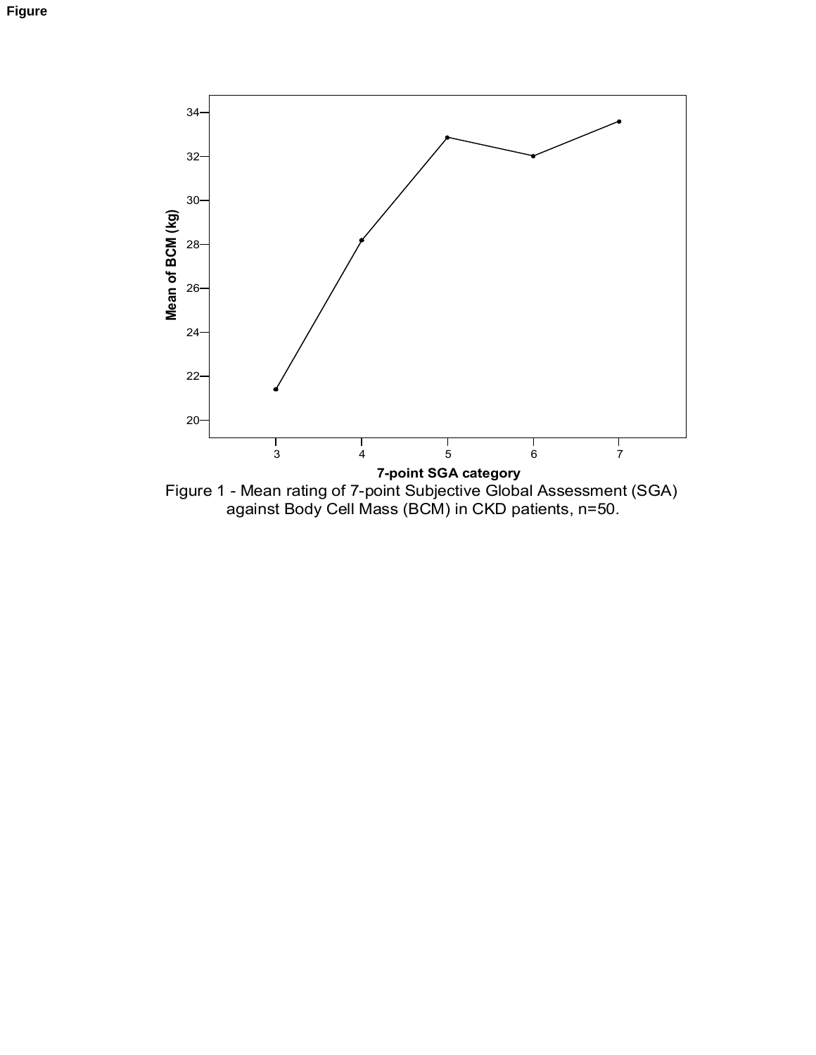**Figure**

Mean of BCM (kg)

34
32
30
28
26
24
22
20

3 4 5 6 7

7-point SGA category

Figure 1 - Mean rating of 7-point Subjective Global Assessment (SGA) against Body Cell Mass (BCM) in CKD patients, n=50.